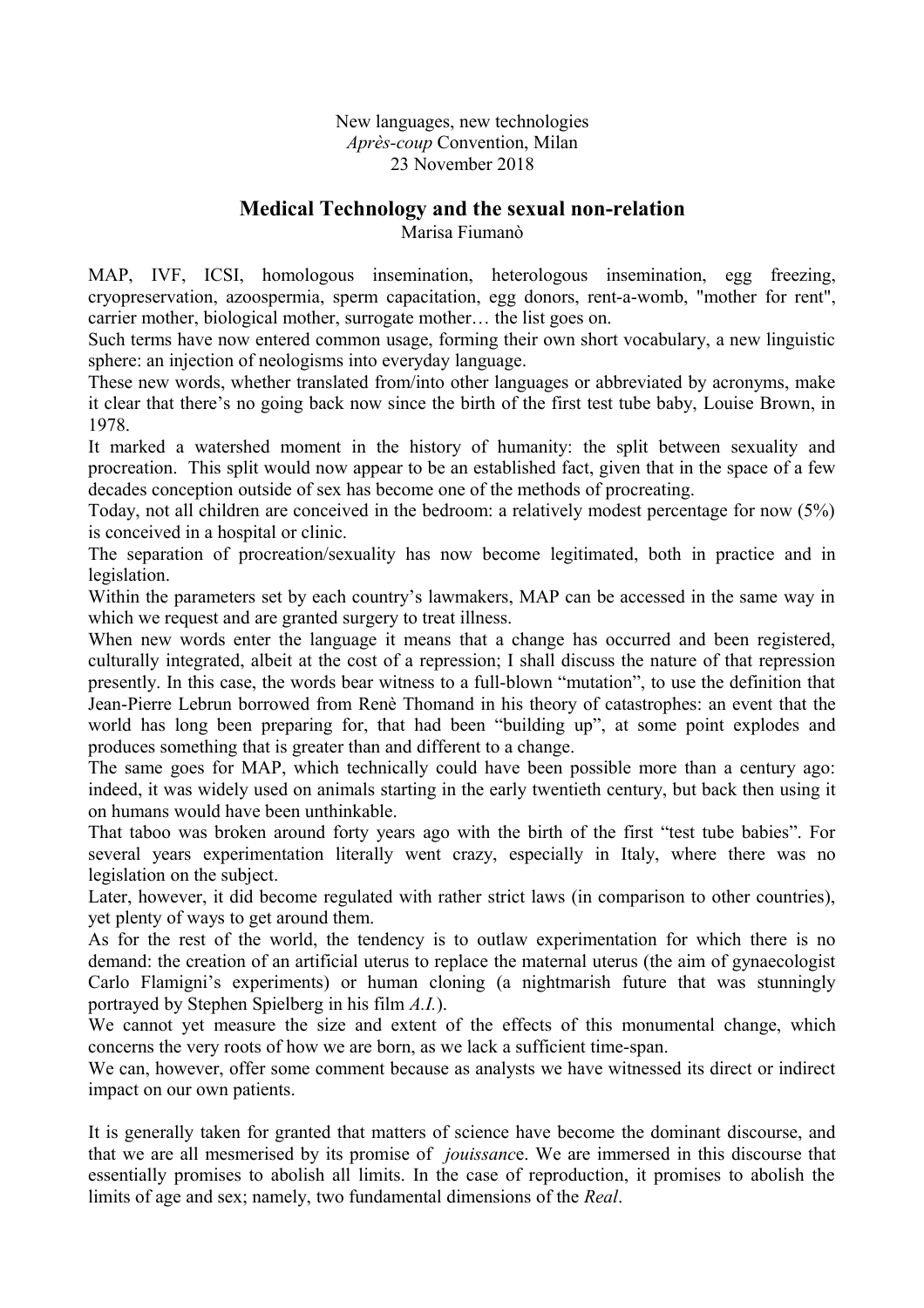New languages, new technologies
*Après-coup* Convention, Milan
23 November 2018

## Medical Technology and the sexual non-relation

Marisa Fiumanò

MAP, IVF, ICSI, homologous insemination, heterologous insemination, egg freezing, cryopreservation, azoospermia, sperm capacitation, egg donors, rent-a-womb, "mother for rent", carrier mother, biological mother, surrogate mother… the list goes on.

Such terms have now entered common usage, forming their own short vocabulary, a new linguistic sphere: an injection of neologisms into everyday language.

These new words, whether translated from/into other languages or abbreviated by acronyms, make it clear that there's no going back now since the birth of the first test tube baby, Louise Brown, in 1978.

It marked a watershed moment in the history of humanity: the split between sexuality and procreation. This split would now appear to be an established fact, given that in the space of a few decades conception outside of sex has become one of the methods of procreating.

Today, not all children are conceived in the bedroom: a relatively modest percentage for now (5%) is conceived in a hospital or clinic.

The separation of procreation/sexuality has now become legitimated, both in practice and in legislation.

Within the parameters set by each country's lawmakers, MAP can be accessed in the same way in which we request and are granted surgery to treat illness.

When new words enter the language it means that a change has occurred and been registered, culturally integrated, albeit at the cost of a repression; I shall discuss the nature of that repression presently. In this case, the words bear witness to a full-blown "mutation", to use the definition that Jean-Pierre Lebrun borrowed from Renè Thomand in his theory of catastrophes: an event that the world has long been preparing for, that had been "building up", at some point explodes and produces something that is greater than and different to a change.

The same goes for MAP, which technically could have been possible more than a century ago: indeed, it was widely used on animals starting in the early twentieth century, but back then using it on humans would have been unthinkable.

That taboo was broken around forty years ago with the birth of the first "test tube babies". For several years experimentation literally went crazy, especially in Italy, where there was no legislation on the subject.

Later, however, it did become regulated with rather strict laws (in comparison to other countries), yet plenty of ways to get around them.

As for the rest of the world, the tendency is to outlaw experimentation for which there is no demand: the creation of an artificial uterus to replace the maternal uterus (the aim of gynaecologist Carlo Flamigni's experiments) or human cloning (a nightmarish future that was stunningly portrayed by Stephen Spielberg in his film *A.I.*).

We cannot yet measure the size and extent of the effects of this monumental change, which concerns the very roots of how we are born, as we lack a sufficient time-span.

We can, however, offer some comment because as analysts we have witnessed its direct or indirect impact on our own patients.

It is generally taken for granted that matters of science have become the dominant discourse, and that we are all mesmerised by its promise of *jouissance*. We are immersed in this discourse that essentially promises to abolish all limits. In the case of reproduction, it promises to abolish the limits of age and sex; namely, two fundamental dimensions of the *Real*.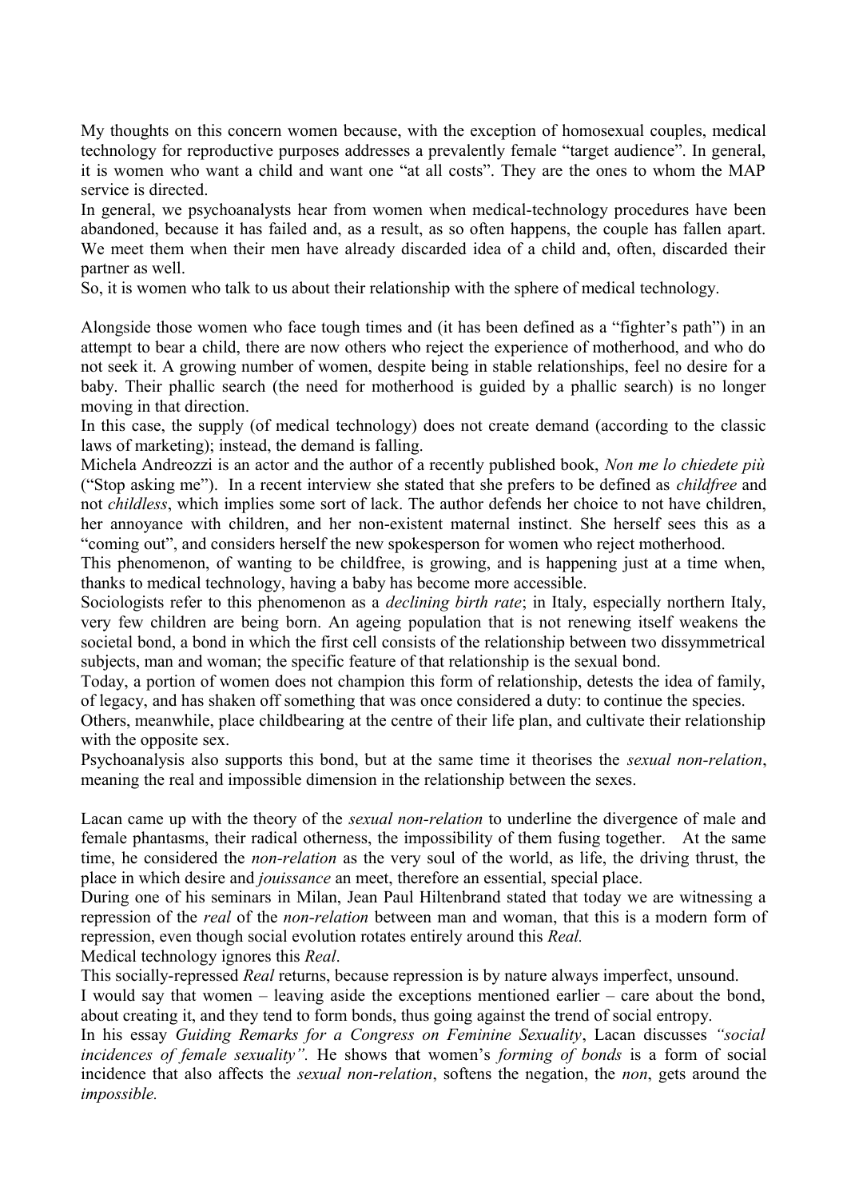My thoughts on this concern women because, with the exception of homosexual couples, medical technology for reproductive purposes addresses a prevalently female "target audience". In general, it is women who want a child and want one "at all costs". They are the ones to whom the MAP service is directed.

In general, we psychoanalysts hear from women when medical-technology procedures have been abandoned, because it has failed and, as a result, as so often happens, the couple has fallen apart. We meet them when their men have already discarded idea of a child and, often, discarded their partner as well.

So, it is women who talk to us about their relationship with the sphere of medical technology.

Alongside those women who face tough times and (it has been defined as a "fighter's path") in an attempt to bear a child, there are now others who reject the experience of motherhood, and who do not seek it. A growing number of women, despite being in stable relationships, feel no desire for a baby. Their phallic search (the need for motherhood is guided by a phallic search) is no longer moving in that direction.

In this case, the supply (of medical technology) does not create demand (according to the classic laws of marketing); instead, the demand is falling.

Michela Andreozzi is an actor and the author of a recently published book, *Non me lo chiedete più* ("Stop asking me"). In a recent interview she stated that she prefers to be defined as *childfree* and not *childless*, which implies some sort of lack. The author defends her choice to not have children, her annoyance with children, and her non-existent maternal instinct. She herself sees this as a "coming out", and considers herself the new spokesperson for women who reject motherhood.

This phenomenon, of wanting to be childfree, is growing, and is happening just at a time when, thanks to medical technology, having a baby has become more accessible.

Sociologists refer to this phenomenon as a *declining birth rate*; in Italy, especially northern Italy, very few children are being born. An ageing population that is not renewing itself weakens the societal bond, a bond in which the first cell consists of the relationship between two dissymmetrical subjects, man and woman; the specific feature of that relationship is the sexual bond.

Today, a portion of women does not champion this form of relationship, detests the idea of family, of legacy, and has shaken off something that was once considered a duty: to continue the species.

Others, meanwhile, place childbearing at the centre of their life plan, and cultivate their relationship with the opposite sex.

Psychoanalysis also supports this bond, but at the same time it theorises the *sexual non-relation*, meaning the real and impossible dimension in the relationship between the sexes.

Lacan came up with the theory of the *sexual non-relation* to underline the divergence of male and female phantasms, their radical otherness, the impossibility of them fusing together. At the same time, he considered the *non-relation* as the very soul of the world, as life, the driving thrust, the place in which desire and *jouissance* an meet, therefore an essential, special place.

During one of his seminars in Milan, Jean Paul Hiltenbrand stated that today we are witnessing a repression of the *real* of the *non-relation* between man and woman, that this is a modern form of repression, even though social evolution rotates entirely around this *Real.*

Medical technology ignores this *Real*.

This socially-repressed *Real* returns, because repression is by nature always imperfect, unsound.

I would say that women – leaving aside the exceptions mentioned earlier – care about the bond, about creating it, and they tend to form bonds, thus going against the trend of social entropy.

In his essay *Guiding Remarks for a Congress on Feminine Sexuality*, Lacan discusses *"social incidences of female sexuality".* He shows that women's *forming of bonds* is a form of social incidence that also affects the *sexual non-relation*, softens the negation, the *non*, gets around the *impossible.*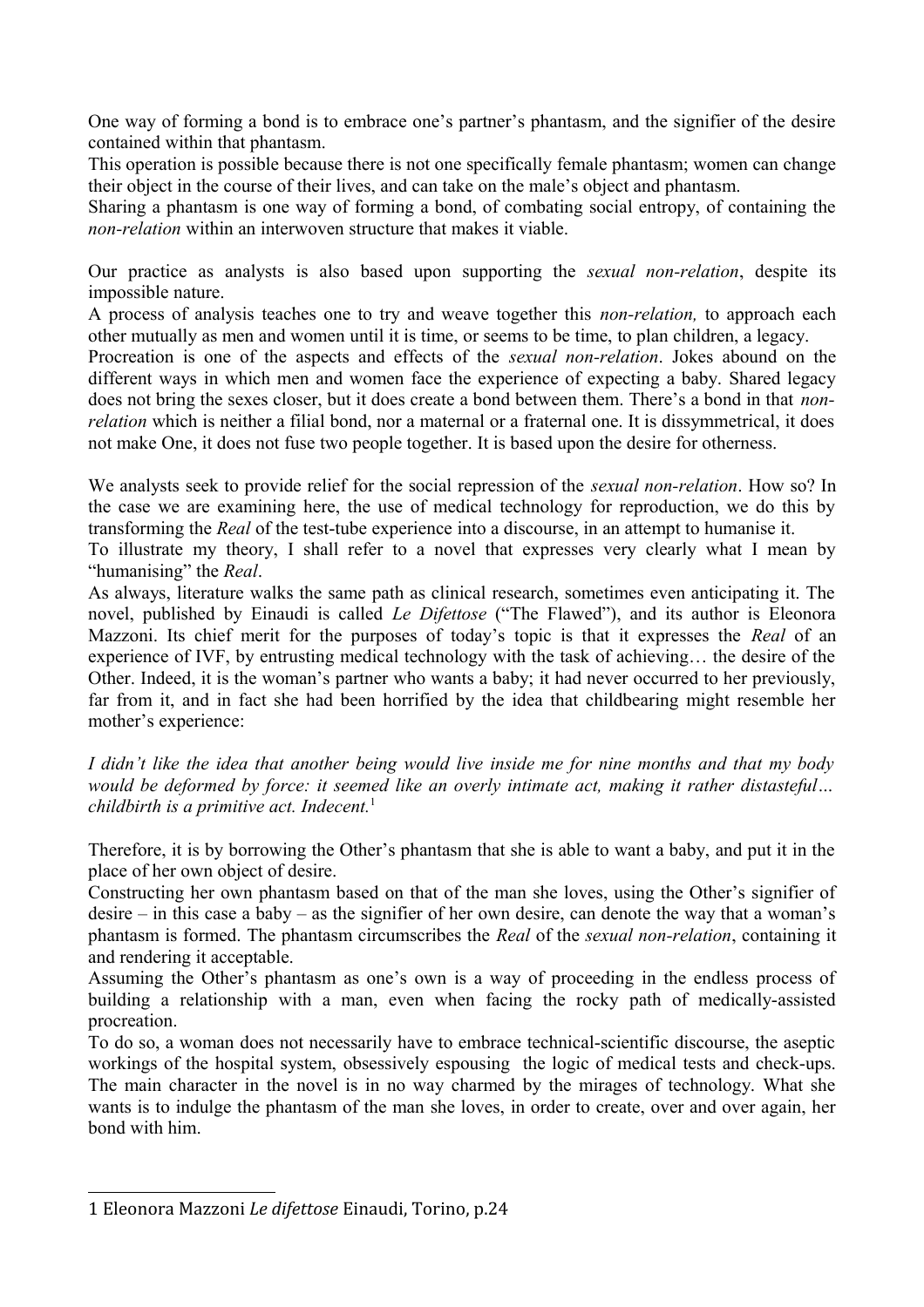One way of forming a bond is to embrace one's partner's phantasm, and the signifier of the desire contained within that phantasm.

This operation is possible because there is not one specifically female phantasm; women can change their object in the course of their lives, and can take on the male's object and phantasm.

Sharing a phantasm is one way of forming a bond, of combating social entropy, of containing the *non-relation* within an interwoven structure that makes it viable.

Our practice as analysts is also based upon supporting the *sexual non-relation*, despite its impossible nature.

A process of analysis teaches one to try and weave together this *non-relation,* to approach each other mutually as men and women until it is time, or seems to be time, to plan children, a legacy.

Procreation is one of the aspects and effects of the *sexual non-relation*. Jokes abound on the different ways in which men and women face the experience of expecting a baby. Shared legacy does not bring the sexes closer, but it does create a bond between them. There's a bond in that *non-relation* which is neither a filial bond, nor a maternal or a fraternal one. It is dissymmetrical, it does not make One, it does not fuse two people together. It is based upon the desire for otherness.

We analysts seek to provide relief for the social repression of the *sexual non-relation*. How so? In the case we are examining here, the use of medical technology for reproduction, we do this by transforming the *Real* of the test-tube experience into a discourse, in an attempt to humanise it.

To illustrate my theory, I shall refer to a novel that expresses very clearly what I mean by "humanising" the *Real*.

As always, literature walks the same path as clinical research, sometimes even anticipating it. The novel, published by Einaudi is called *Le Difettose* ("The Flawed"), and its author is Eleonora Mazzoni. Its chief merit for the purposes of today's topic is that it expresses the *Real* of an experience of IVF, by entrusting medical technology with the task of achieving… the desire of the Other. Indeed, it is the woman's partner who wants a baby; it had never occurred to her previously, far from it, and in fact she had been horrified by the idea that childbearing might resemble her mother's experience:

*I didn't like the idea that another being would live inside me for nine months and that my body would be deformed by force: it seemed like an overly intimate act, making it rather distasteful… childbirth is a primitive act. Indecent.*[1]

Therefore, it is by borrowing the Other's phantasm that she is able to want a baby, and put it in the place of her own object of desire.

Constructing her own phantasm based on that of the man she loves, using the Other's signifier of desire – in this case a baby – as the signifier of her own desire, can denote the way that a woman's phantasm is formed. The phantasm circumscribes the *Real* of the *sexual non-relation*, containing it and rendering it acceptable.

Assuming the Other's phantasm as one's own is a way of proceeding in the endless process of building a relationship with a man, even when facing the rocky path of medically-assisted procreation.

To do so, a woman does not necessarily have to embrace technical-scientific discourse, the aseptic workings of the hospital system, obsessively espousing the logic of medical tests and check-ups. The main character in the novel is in no way charmed by the mirages of technology. What she wants is to indulge the phantasm of the man she loves, in order to create, over and over again, her bond with him.

---

1 Eleonora Mazzoni *Le difettose* Einaudi, Torino, p.24